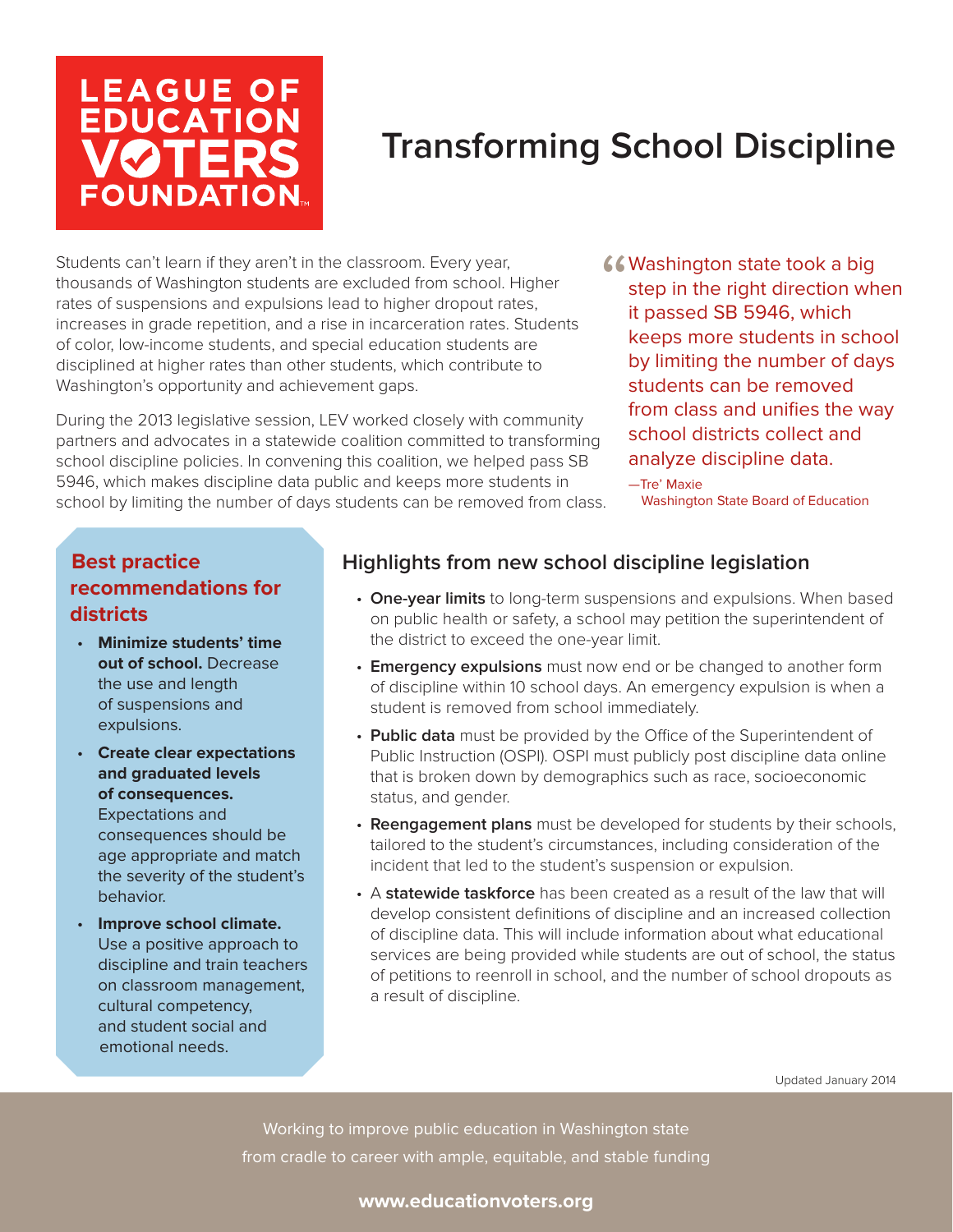LEAGUE OF EDUCATION VOTERS FOUNDATION

# Transforming School Discipline

Students can't learn if they aren't in the classroom. Every year, thousands of Washington students are excluded from school. Higher rates of suspensions and expulsions lead to higher dropout rates, increases in grade repetition, and a rise in incarceration rates. Students of color, low-income students, and special education students are disciplined at higher rates than other students, which contribute to Washington's opportunity and achievement gaps.

During the 2013 legislative session, LEV worked closely with community partners and advocates in a statewide coalition committed to transforming school discipline policies. In convening this coalition, we helped pass SB 5946, which makes discipline data public and keeps more students in school by limiting the number of days students can be removed from class.

> "Washington state took a big step in the right direction when it passed SB 5946, which keeps more students in school by limiting the number of days students can be removed from class and unifies the way school districts collect and analyze discipline data.
>
> —Tre' Maxie
> Washington State Board of Education

## Best practice recommendations for districts

- **Minimize students' time out of school.** Decrease the use and length of suspensions and expulsions.
- **Create clear expectations and graduated levels of consequences.** Expectations and consequences should be age appropriate and match the severity of the student's behavior.
- **Improve school climate.** Use a positive approach to discipline and train teachers on classroom management, cultural competency, and student social and emotional needs.

## Highlights from new school discipline legislation

- **One-year limits** to long-term suspensions and expulsions. When based on public health or safety, a school may petition the superintendent of the district to exceed the one-year limit.
- **Emergency expulsions** must now end or be changed to another form of discipline within 10 school days. An emergency expulsion is when a student is removed from school immediately.
- **Public data** must be provided by the Office of the Superintendent of Public Instruction (OSPI). OSPI must publicly post discipline data online that is broken down by demographics such as race, socioeconomic status, and gender.
- **Reengagement plans** must be developed for students by their schools, tailored to the student's circumstances, including consideration of the incident that led to the student's suspension or expulsion.
- A **statewide taskforce** has been created as a result of the law that will develop consistent definitions of discipline and an increased collection of discipline data. This will include information about what educational services are being provided while students are out of school, the status of petitions to reenroll in school, and the number of school dropouts as a result of discipline.

Updated January 2014

Working to improve public education in Washington state from cradle to career with ample, equitable, and stable funding

**www.educationvoters.org**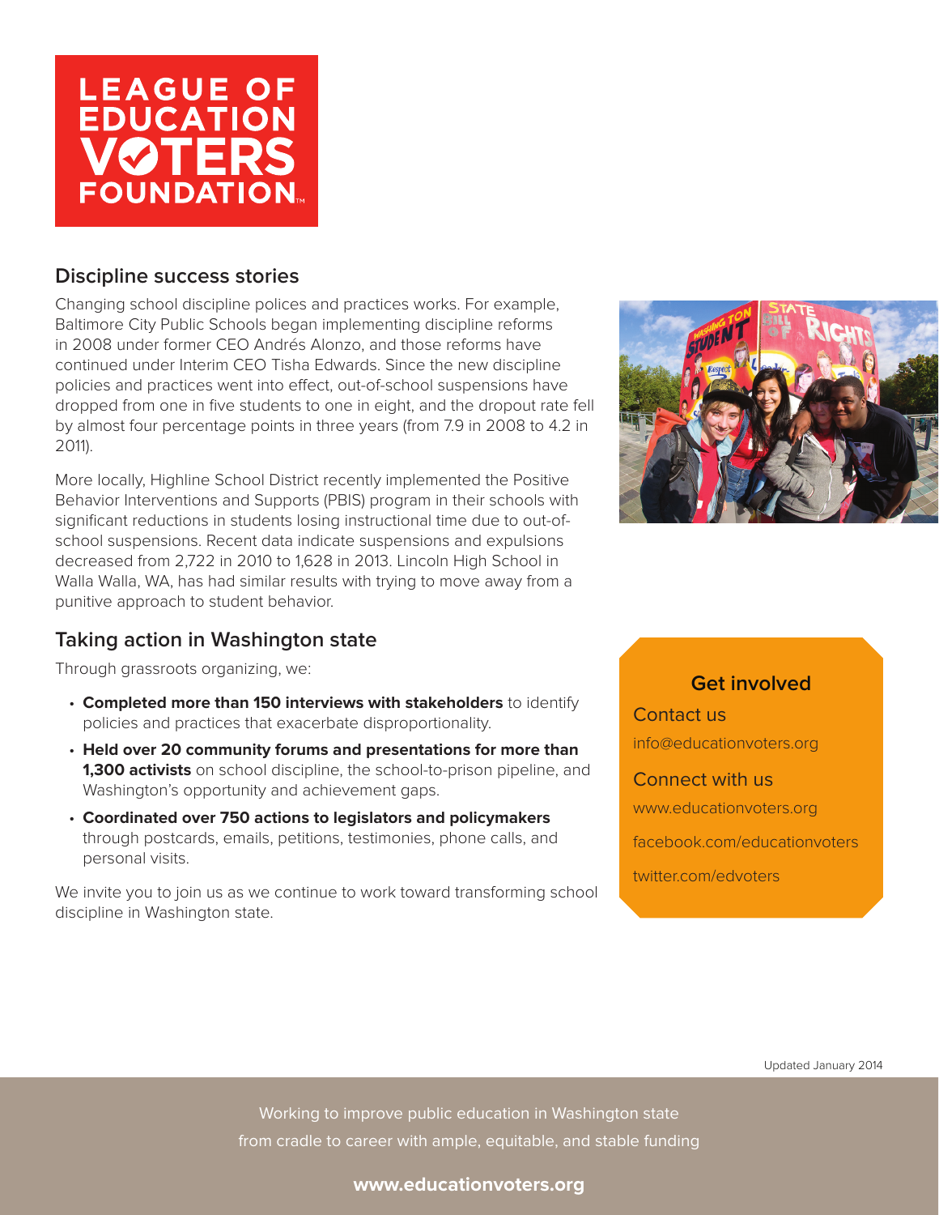LEAGUE OF EDUCATION VOTERS FOUNDATION

## Discipline success stories

Changing school discipline polices and practices works. For example, Baltimore City Public Schools began implementing discipline reforms in 2008 under former CEO Andrés Alonzo, and those reforms have continued under Interim CEO Tisha Edwards. Since the new discipline policies and practices went into effect, out-of-school suspensions have dropped from one in five students to one in eight, and the dropout rate fell by almost four percentage points in three years (from 7.9 in 2008 to 4.2 in 2011).

More locally, Highline School District recently implemented the Positive Behavior Interventions and Supports (PBIS) program in their schools with significant reductions in students losing instructional time due to out-of-school suspensions. Recent data indicate suspensions and expulsions decreased from 2,722 in 2010 to 1,628 in 2013. Lincoln High School in Walla Walla, WA, has had similar results with trying to move away from a punitive approach to student behavior.

## Taking action in Washington state

Through grassroots organizing, we:

- **Completed more than 150 interviews with stakeholders** to identify policies and practices that exacerbate disproportionality.
- **Held over 20 community forums and presentations for more than 1,300 activists** on school discipline, the school-to-prison pipeline, and Washington's opportunity and achievement gaps.
- **Coordinated over 750 actions to legislators and policymakers** through postcards, emails, petitions, testimonies, phone calls, and personal visits.

We invite you to join us as we continue to work toward transforming school discipline in Washington state.

### Get involved

Contact us

info@educationvoters.org

Connect with us

www.educationvoters.org

facebook.com/educationvoters

twitter.com/edvoters

Updated January 2014

Working to improve public education in Washington state from cradle to career with ample, equitable, and stable funding

**www.educationvoters.org**